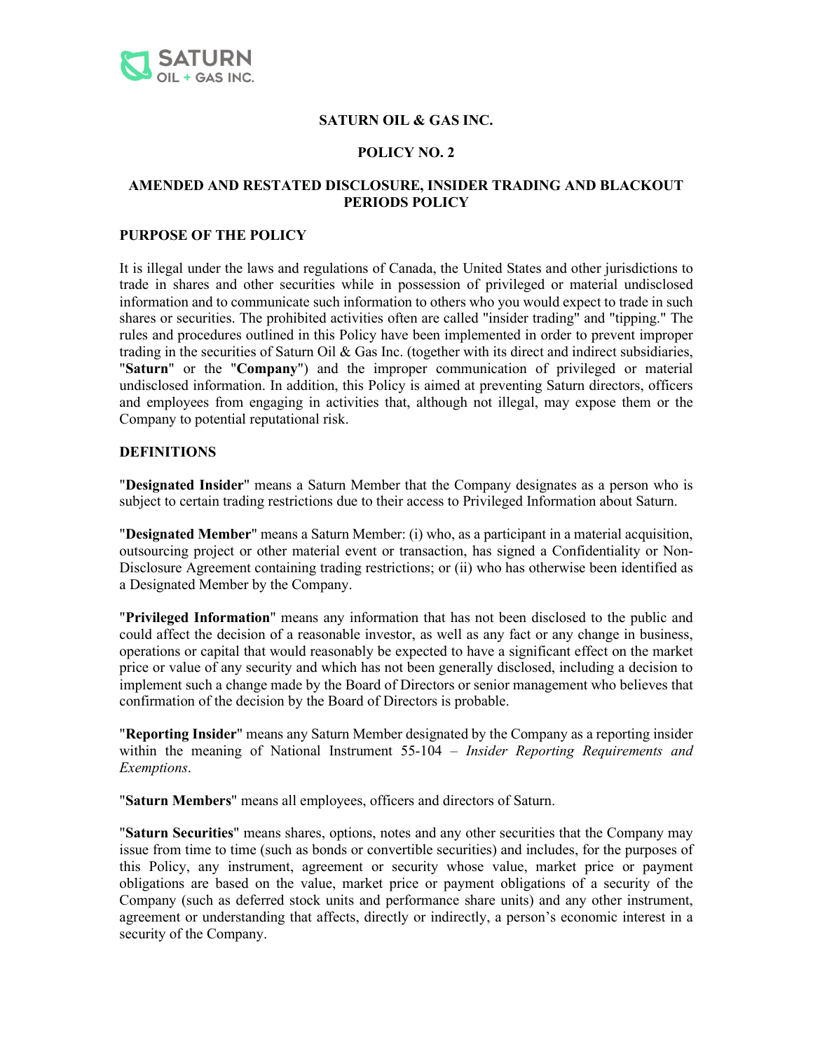# SATURN OIL & GAS INC.

## POLICY NO. 2

## AMENDED AND RESTATED DISCLOSURE, INSIDER TRADING AND BLACKOUT PERIODS POLICY

### PURPOSE OF THE POLICY

It is illegal under the laws and regulations of Canada, the United States and other jurisdictions to trade in shares and other securities while in possession of privileged or material undisclosed information and to communicate such information to others who you would expect to trade in such shares or securities. The prohibited activities often are called "insider trading" and "tipping." The rules and procedures outlined in this Policy have been implemented in order to prevent improper trading in the securities of Saturn Oil & Gas Inc. (together with its direct and indirect subsidiaries, "**Saturn**" or the "**Company**") and the improper communication of privileged or material undisclosed information. In addition, this Policy is aimed at preventing Saturn directors, officers and employees from engaging in activities that, although not illegal, may expose them or the Company to potential reputational risk.

### DEFINITIONS

"**Designated Insider**" means a Saturn Member that the Company designates as a person who is subject to certain trading restrictions due to their access to Privileged Information about Saturn.

"**Designated Member**" means a Saturn Member: (i) who, as a participant in a material acquisition, outsourcing project or other material event or transaction, has signed a Confidentiality or Non-Disclosure Agreement containing trading restrictions; or (ii) who has otherwise been identified as a Designated Member by the Company.

"**Privileged Information**" means any information that has not been disclosed to the public and could affect the decision of a reasonable investor, as well as any fact or any change in business, operations or capital that would reasonably be expected to have a significant effect on the market price or value of any security and which has not been generally disclosed, including a decision to implement such a change made by the Board of Directors or senior management who believes that confirmation of the decision by the Board of Directors is probable.

"**Reporting Insider**" means any Saturn Member designated by the Company as a reporting insider within the meaning of National Instrument 55-104 – *Insider Reporting Requirements and Exemptions*.

"**Saturn Members**" means all employees, officers and directors of Saturn.

"**Saturn Securities**" means shares, options, notes and any other securities that the Company may issue from time to time (such as bonds or convertible securities) and includes, for the purposes of this Policy, any instrument, agreement or security whose value, market price or payment obligations are based on the value, market price or payment obligations of a security of the Company (such as deferred stock units and performance share units) and any other instrument, agreement or understanding that affects, directly or indirectly, a person's economic interest in a security of the Company.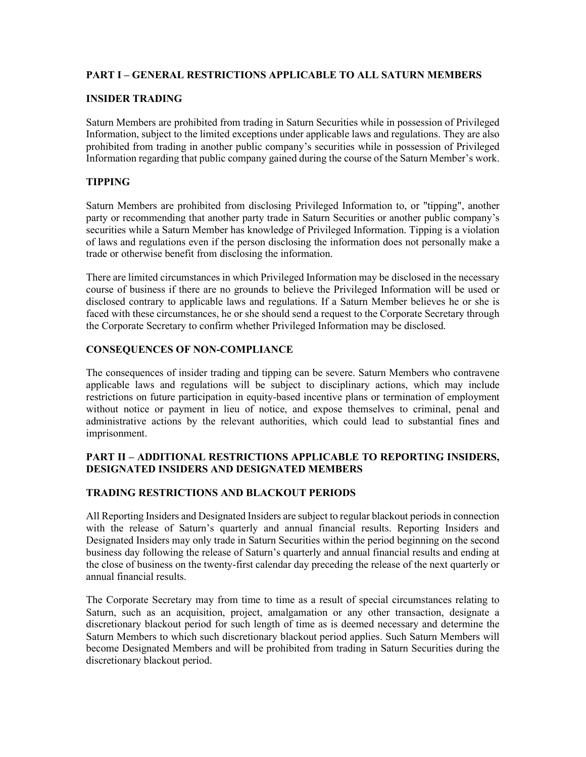## PART I – GENERAL RESTRICTIONS APPLICABLE TO ALL SATURN MEMBERS

### INSIDER TRADING

Saturn Members are prohibited from trading in Saturn Securities while in possession of Privileged Information, subject to the limited exceptions under applicable laws and regulations. They are also prohibited from trading in another public company's securities while in possession of Privileged Information regarding that public company gained during the course of the Saturn Member's work.

### TIPPING

Saturn Members are prohibited from disclosing Privileged Information to, or "tipping", another party or recommending that another party trade in Saturn Securities or another public company's securities while a Saturn Member has knowledge of Privileged Information. Tipping is a violation of laws and regulations even if the person disclosing the information does not personally make a trade or otherwise benefit from disclosing the information.

There are limited circumstances in which Privileged Information may be disclosed in the necessary course of business if there are no grounds to believe the Privileged Information will be used or disclosed contrary to applicable laws and regulations. If a Saturn Member believes he or she is faced with these circumstances, he or she should send a request to the Corporate Secretary through the Corporate Secretary to confirm whether Privileged Information may be disclosed.

### CONSEQUENCES OF NON-COMPLIANCE

The consequences of insider trading and tipping can be severe. Saturn Members who contravene applicable laws and regulations will be subject to disciplinary actions, which may include restrictions on future participation in equity-based incentive plans or termination of employment without notice or payment in lieu of notice, and expose themselves to criminal, penal and administrative actions by the relevant authorities, which could lead to substantial fines and imprisonment.

## PART II – ADDITIONAL RESTRICTIONS APPLICABLE TO REPORTING INSIDERS, DESIGNATED INSIDERS AND DESIGNATED MEMBERS

### TRADING RESTRICTIONS AND BLACKOUT PERIODS

All Reporting Insiders and Designated Insiders are subject to regular blackout periods in connection with the release of Saturn's quarterly and annual financial results. Reporting Insiders and Designated Insiders may only trade in Saturn Securities within the period beginning on the second business day following the release of Saturn's quarterly and annual financial results and ending at the close of business on the twenty-first calendar day preceding the release of the next quarterly or annual financial results.

The Corporate Secretary may from time to time as a result of special circumstances relating to Saturn, such as an acquisition, project, amalgamation or any other transaction, designate a discretionary blackout period for such length of time as is deemed necessary and determine the Saturn Members to which such discretionary blackout period applies. Such Saturn Members will become Designated Members and will be prohibited from trading in Saturn Securities during the discretionary blackout period.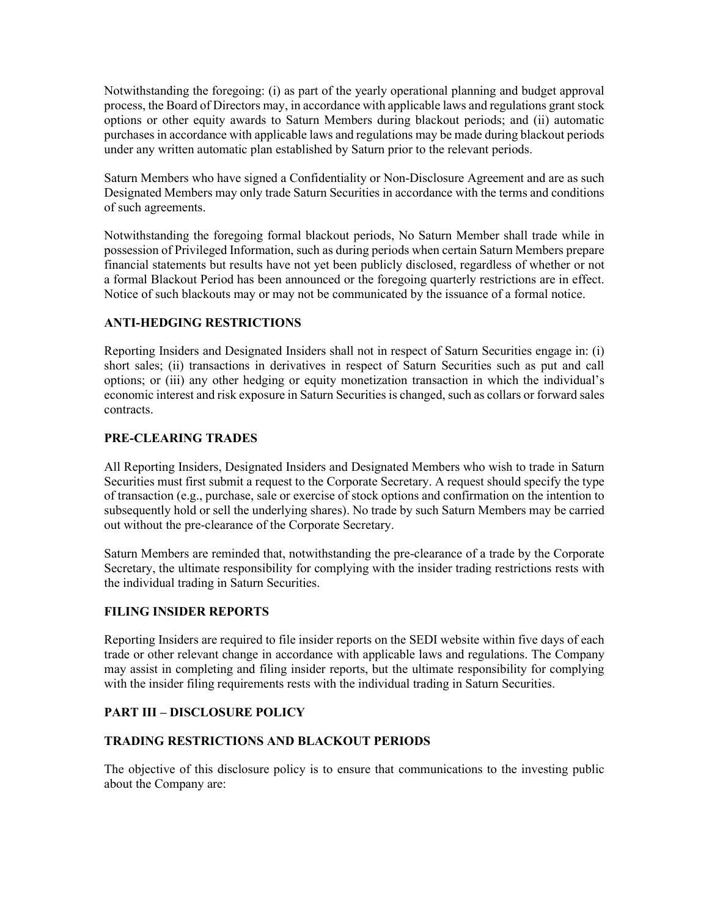Notwithstanding the foregoing: (i) as part of the yearly operational planning and budget approval process, the Board of Directors may, in accordance with applicable laws and regulations grant stock options or other equity awards to Saturn Members during blackout periods; and (ii) automatic purchases in accordance with applicable laws and regulations may be made during blackout periods under any written automatic plan established by Saturn prior to the relevant periods.

Saturn Members who have signed a Confidentiality or Non-Disclosure Agreement and are as such Designated Members may only trade Saturn Securities in accordance with the terms and conditions of such agreements.

Notwithstanding the foregoing formal blackout periods, No Saturn Member shall trade while in possession of Privileged Information, such as during periods when certain Saturn Members prepare financial statements but results have not yet been publicly disclosed, regardless of whether or not a formal Blackout Period has been announced or the foregoing quarterly restrictions are in effect. Notice of such blackouts may or may not be communicated by the issuance of a formal notice.

## ANTI-HEDGING RESTRICTIONS

Reporting Insiders and Designated Insiders shall not in respect of Saturn Securities engage in: (i) short sales; (ii) transactions in derivatives in respect of Saturn Securities such as put and call options; or (iii) any other hedging or equity monetization transaction in which the individual's economic interest and risk exposure in Saturn Securities is changed, such as collars or forward sales contracts.

## PRE-CLEARING TRADES

All Reporting Insiders, Designated Insiders and Designated Members who wish to trade in Saturn Securities must first submit a request to the Corporate Secretary. A request should specify the type of transaction (e.g., purchase, sale or exercise of stock options and confirmation on the intention to subsequently hold or sell the underlying shares). No trade by such Saturn Members may be carried out without the pre-clearance of the Corporate Secretary.

Saturn Members are reminded that, notwithstanding the pre-clearance of a trade by the Corporate Secretary, the ultimate responsibility for complying with the insider trading restrictions rests with the individual trading in Saturn Securities.

## FILING INSIDER REPORTS

Reporting Insiders are required to file insider reports on the SEDI website within five days of each trade or other relevant change in accordance with applicable laws and regulations. The Company may assist in completing and filing insider reports, but the ultimate responsibility for complying with the insider filing requirements rests with the individual trading in Saturn Securities.

# PART III – DISCLOSURE POLICY

## TRADING RESTRICTIONS AND BLACKOUT PERIODS

The objective of this disclosure policy is to ensure that communications to the investing public about the Company are: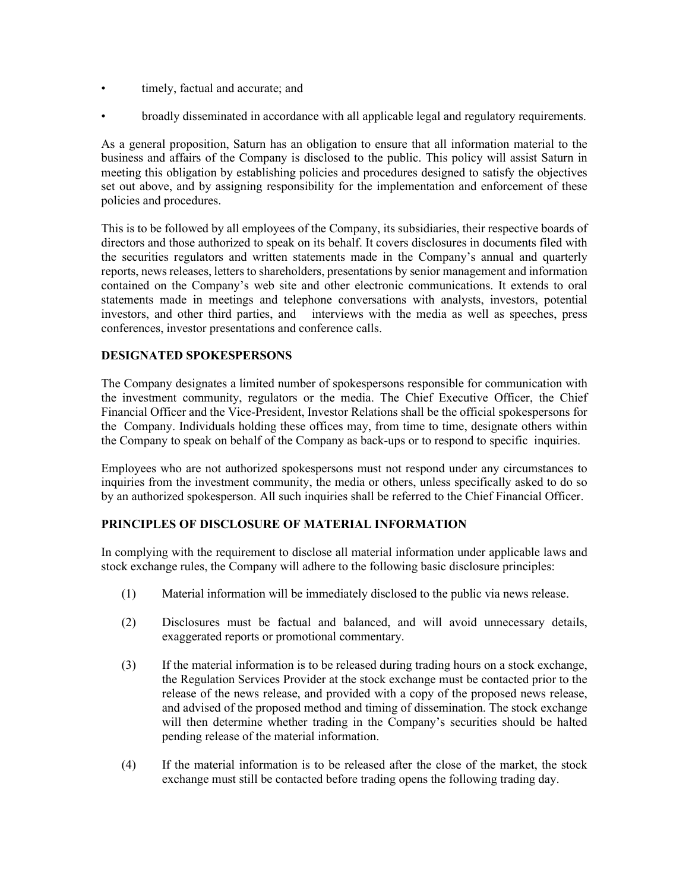- timely, factual and accurate; and
- broadly disseminated in accordance with all applicable legal and regulatory requirements.

As a general proposition, Saturn has an obligation to ensure that all information material to the business and affairs of the Company is disclosed to the public. This policy will assist Saturn in meeting this obligation by establishing policies and procedures designed to satisfy the objectives set out above, and by assigning responsibility for the implementation and enforcement of these policies and procedures.

This is to be followed by all employees of the Company, its subsidiaries, their respective boards of directors and those authorized to speak on its behalf. It covers disclosures in documents filed with the securities regulators and written statements made in the Company's annual and quarterly reports, news releases, letters to shareholders, presentations by senior management and information contained on the Company's web site and other electronic communications. It extends to oral statements made in meetings and telephone conversations with analysts, investors, potential investors, and other third parties, and interviews with the media as well as speeches, press conferences, investor presentations and conference calls.

## DESIGNATED SPOKESPERSONS

The Company designates a limited number of spokespersons responsible for communication with the investment community, regulators or the media. The Chief Executive Officer, the Chief Financial Officer and the Vice-President, Investor Relations shall be the official spokespersons for the Company. Individuals holding these offices may, from time to time, designate others within the Company to speak on behalf of the Company as back-ups or to respond to specific inquiries.

Employees who are not authorized spokespersons must not respond under any circumstances to inquiries from the investment community, the media or others, unless specifically asked to do so by an authorized spokesperson. All such inquiries shall be referred to the Chief Financial Officer.

## PRINCIPLES OF DISCLOSURE OF MATERIAL INFORMATION

In complying with the requirement to disclose all material information under applicable laws and stock exchange rules, the Company will adhere to the following basic disclosure principles:

(1) Material information will be immediately disclosed to the public via news release.

(2) Disclosures must be factual and balanced, and will avoid unnecessary details, exaggerated reports or promotional commentary.

(3) If the material information is to be released during trading hours on a stock exchange, the Regulation Services Provider at the stock exchange must be contacted prior to the release of the news release, and provided with a copy of the proposed news release, and advised of the proposed method and timing of dissemination. The stock exchange will then determine whether trading in the Company's securities should be halted pending release of the material information.

(4) If the material information is to be released after the close of the market, the stock exchange must still be contacted before trading opens the following trading day.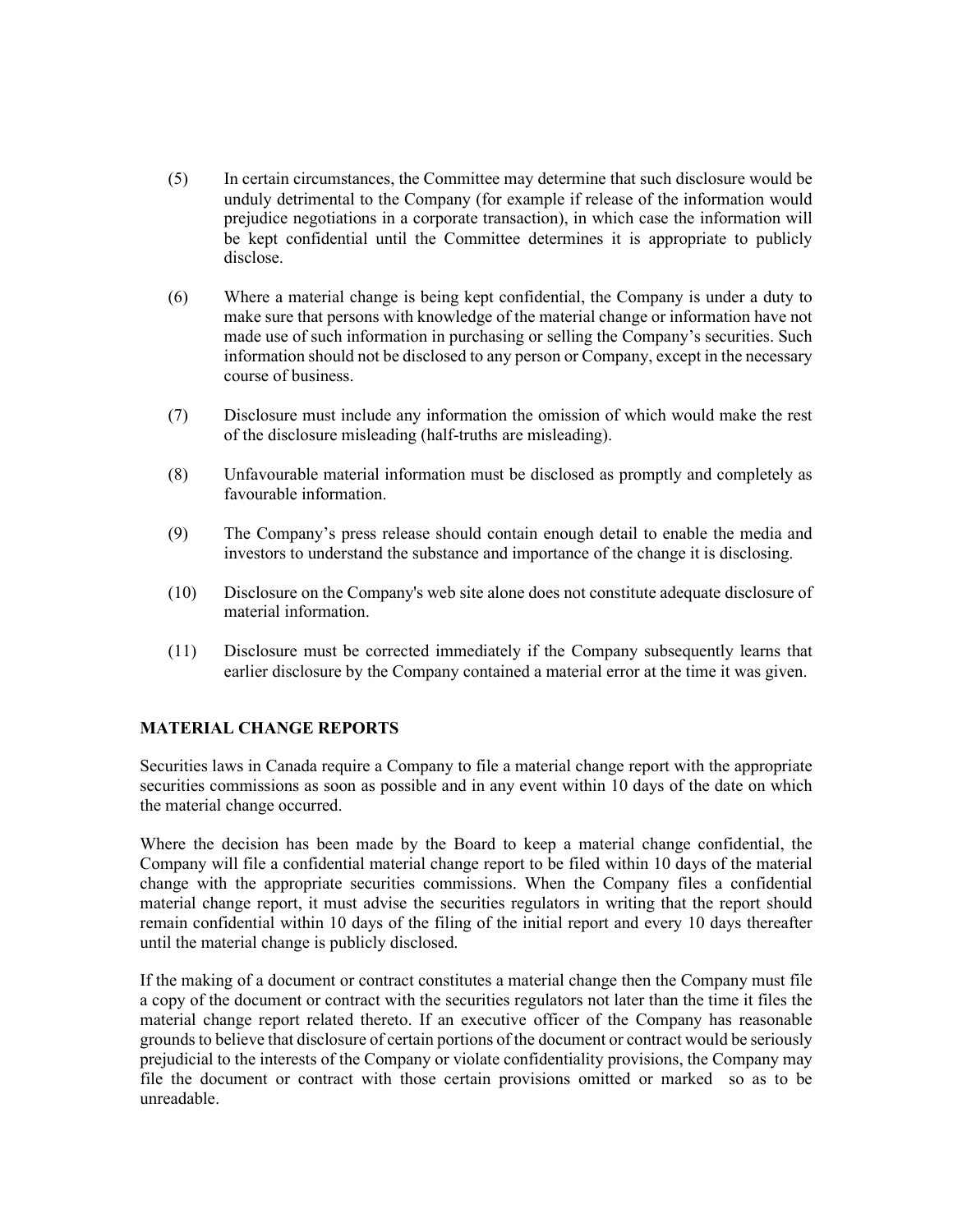(5) In certain circumstances, the Committee may determine that such disclosure would be unduly detrimental to the Company (for example if release of the information would prejudice negotiations in a corporate transaction), in which case the information will be kept confidential until the Committee determines it is appropriate to publicly disclose.

(6) Where a material change is being kept confidential, the Company is under a duty to make sure that persons with knowledge of the material change or information have not made use of such information in purchasing or selling the Company's securities. Such information should not be disclosed to any person or Company, except in the necessary course of business.

(7) Disclosure must include any information the omission of which would make the rest of the disclosure misleading (half-truths are misleading).

(8) Unfavourable material information must be disclosed as promptly and completely as favourable information.

(9) The Company's press release should contain enough detail to enable the media and investors to understand the substance and importance of the change it is disclosing.

(10) Disclosure on the Company's web site alone does not constitute adequate disclosure of material information.

(11) Disclosure must be corrected immediately if the Company subsequently learns that earlier disclosure by the Company contained a material error at the time it was given.

## MATERIAL CHANGE REPORTS

Securities laws in Canada require a Company to file a material change report with the appropriate securities commissions as soon as possible and in any event within 10 days of the date on which the material change occurred.

Where the decision has been made by the Board to keep a material change confidential, the Company will file a confidential material change report to be filed within 10 days of the material change with the appropriate securities commissions. When the Company files a confidential material change report, it must advise the securities regulators in writing that the report should remain confidential within 10 days of the filing of the initial report and every 10 days thereafter until the material change is publicly disclosed.

If the making of a document or contract constitutes a material change then the Company must file a copy of the document or contract with the securities regulators not later than the time it files the material change report related thereto. If an executive officer of the Company has reasonable grounds to believe that disclosure of certain portions of the document or contract would be seriously prejudicial to the interests of the Company or violate confidentiality provisions, the Company may file the document or contract with those certain provisions omitted or marked so as to be unreadable.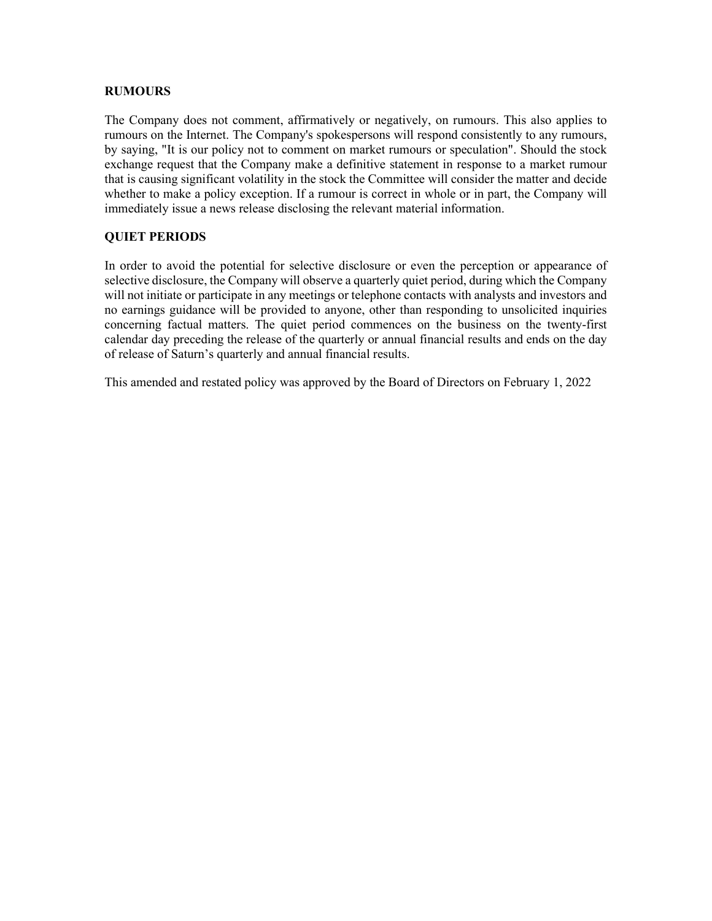**RUMOURS**

The Company does not comment, affirmatively or negatively, on rumours. This also applies to rumours on the Internet. The Company's spokespersons will respond consistently to any rumours, by saying, "It is our policy not to comment on market rumours or speculation". Should the stock exchange request that the Company make a definitive statement in response to a market rumour that is causing significant volatility in the stock the Committee will consider the matter and decide whether to make a policy exception. If a rumour is correct in whole or in part, the Company will immediately issue a news release disclosing the relevant material information.

**QUIET PERIODS**

In order to avoid the potential for selective disclosure or even the perception or appearance of selective disclosure, the Company will observe a quarterly quiet period, during which the Company will not initiate or participate in any meetings or telephone contacts with analysts and investors and no earnings guidance will be provided to anyone, other than responding to unsolicited inquiries concerning factual matters. The quiet period commences on the business on the twenty-first calendar day preceding the release of the quarterly or annual financial results and ends on the day of release of Saturn's quarterly and annual financial results.

This amended and restated policy was approved by the Board of Directors on February 1, 2022